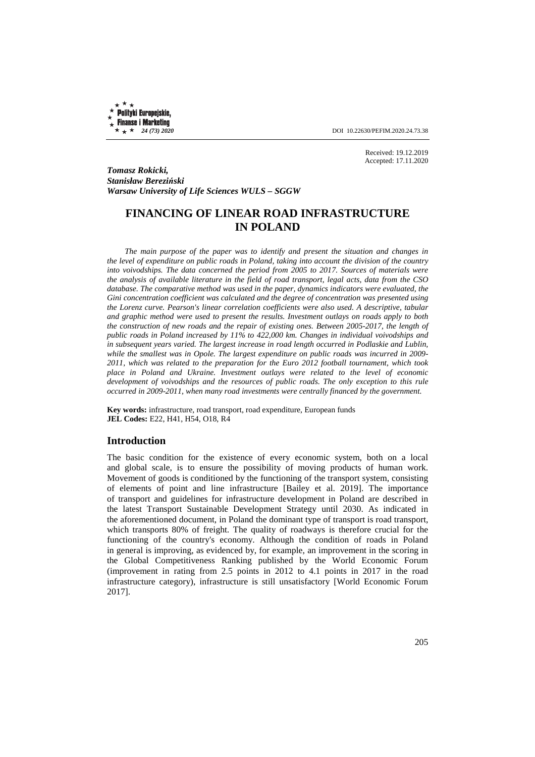DOI 10.22630/PEFIM.2020.24.73.38

Received: 19.12.2019
Accepted: 17.11.2020

***Tomasz Rokicki,***
***Stanisław Bereziński***
***Warsaw University of Life Sciences WULS – SGGW***

# FINANCING OF LINEAR ROAD INFRASTRUCTURE IN POLAND

*The main purpose of the paper was to identify and present the situation and changes in the level of expenditure on public roads in Poland, taking into account the division of the country into voivodships. The data concerned the period from 2005 to 2017. Sources of materials were the analysis of available literature in the field of road transport, legal acts, data from the CSO database. The comparative method was used in the paper, dynamics indicators were evaluated, the Gini concentration coefficient was calculated and the degree of concentration was presented using the Lorenz curve. Pearson's linear correlation coefficients were also used. A descriptive, tabular and graphic method were used to present the results. Investment outlays on roads apply to both the construction of new roads and the repair of existing ones. Between 2005-2017, the length of public roads in Poland increased by 11% to 422,000 km. Changes in individual voivodships and in subsequent years varied. The largest increase in road length occurred in Podlaskie and Lublin, while the smallest was in Opole. The largest expenditure on public roads was incurred in 2009-2011, which was related to the preparation for the Euro 2012 football tournament, which took place in Poland and Ukraine. Investment outlays were related to the level of economic development of voivodships and the resources of public roads. The only exception to this rule occurred in 2009-2011, when many road investments were centrally financed by the government.*

**Key words:** infrastructure, road transport, road expenditure, European funds
**JEL Codes:** E22, H41, H54, O18, R4

## Introduction

The basic condition for the existence of every economic system, both on a local and global scale, is to ensure the possibility of moving products of human work. Movement of goods is conditioned by the functioning of the transport system, consisting of elements of point and line infrastructure [Bailey et al. 2019]. The importance of transport and guidelines for infrastructure development in Poland are described in the latest Transport Sustainable Development Strategy until 2030. As indicated in the aforementioned document, in Poland the dominant type of transport is road transport, which transports 80% of freight. The quality of roadways is therefore crucial for the functioning of the country's economy. Although the condition of roads in Poland in general is improving, as evidenced by, for example, an improvement in the scoring in the Global Competitiveness Ranking published by the World Economic Forum (improvement in rating from 2.5 points in 2012 to 4.1 points in 2017 in the road infrastructure category), infrastructure is still unsatisfactory [World Economic Forum 2017].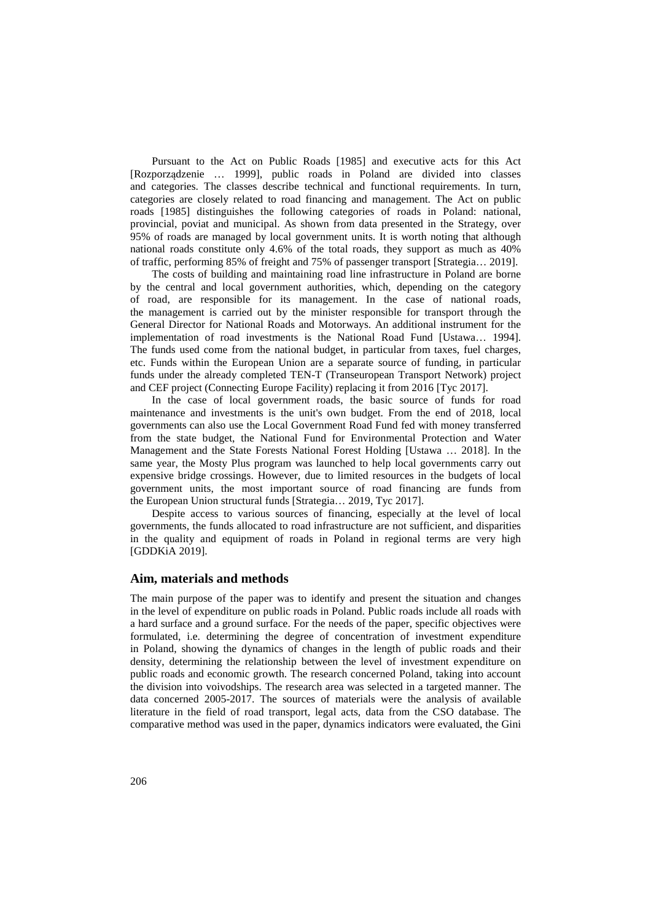Pursuant to the Act on Public Roads [1985] and executive acts for this Act [Rozporządzenie … 1999], public roads in Poland are divided into classes and categories. The classes describe technical and functional requirements. In turn, categories are closely related to road financing and management. The Act on public roads [1985] distinguishes the following categories of roads in Poland: national, provincial, poviat and municipal. As shown from data presented in the Strategy, over 95% of roads are managed by local government units. It is worth noting that although national roads constitute only 4.6% of the total roads, they support as much as 40% of traffic, performing 85% of freight and 75% of passenger transport [Strategia… 2019].

The costs of building and maintaining road line infrastructure in Poland are borne by the central and local government authorities, which, depending on the category of road, are responsible for its management. In the case of national roads, the management is carried out by the minister responsible for transport through the General Director for National Roads and Motorways. An additional instrument for the implementation of road investments is the National Road Fund [Ustawa… 1994]. The funds used come from the national budget, in particular from taxes, fuel charges, etc. Funds within the European Union are a separate source of funding, in particular funds under the already completed TEN-T (Transeuropean Transport Network) project and CEF project (Connecting Europe Facility) replacing it from 2016 [Tyc 2017].

In the case of local government roads, the basic source of funds for road maintenance and investments is the unit's own budget. From the end of 2018, local governments can also use the Local Government Road Fund fed with money transferred from the state budget, the National Fund for Environmental Protection and Water Management and the State Forests National Forest Holding [Ustawa … 2018]. In the same year, the Mosty Plus program was launched to help local governments carry out expensive bridge crossings. However, due to limited resources in the budgets of local government units, the most important source of road financing are funds from the European Union structural funds [Strategia… 2019, Tyc 2017].

Despite access to various sources of financing, especially at the level of local governments, the funds allocated to road infrastructure are not sufficient, and disparities in the quality and equipment of roads in Poland in regional terms are very high [GDDKiA 2019].

## Aim, materials and methods

The main purpose of the paper was to identify and present the situation and changes in the level of expenditure on public roads in Poland. Public roads include all roads with a hard surface and a ground surface. For the needs of the paper, specific objectives were formulated, i.e. determining the degree of concentration of investment expenditure in Poland, showing the dynamics of changes in the length of public roads and their density, determining the relationship between the level of investment expenditure on public roads and economic growth. The research concerned Poland, taking into account the division into voivodships. The research area was selected in a targeted manner. The data concerned 2005-2017. The sources of materials were the analysis of available literature in the field of road transport, legal acts, data from the CSO database. The comparative method was used in the paper, dynamics indicators were evaluated, the Gini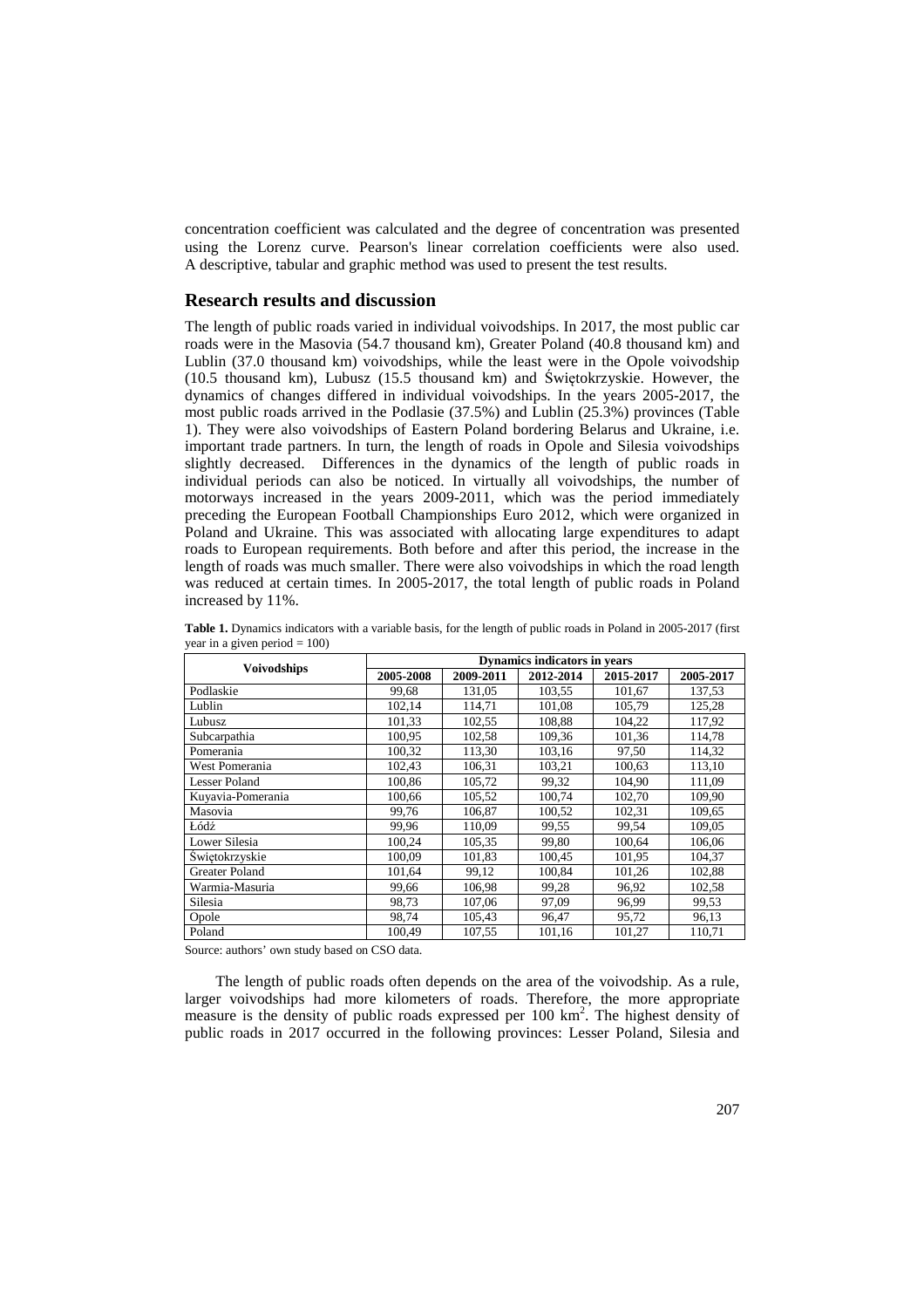concentration coefficient was calculated and the degree of concentration was presented using the Lorenz curve. Pearson's linear correlation coefficients were also used. A descriptive, tabular and graphic method was used to present the test results.

## Research results and discussion

The length of public roads varied in individual voivodships. In 2017, the most public car roads were in the Masovia (54.7 thousand km), Greater Poland (40.8 thousand km) and Lublin (37.0 thousand km) voivodships, while the least were in the Opole voivodship (10.5 thousand km), Lubusz (15.5 thousand km) and Świętokrzyskie. However, the dynamics of changes differed in individual voivodships. In the years 2005-2017, the most public roads arrived in the Podlasie (37.5%) and Lublin (25.3%) provinces (Table 1). They were also voivodships of Eastern Poland bordering Belarus and Ukraine, i.e. important trade partners. In turn, the length of roads in Opole and Silesia voivodships slightly decreased. Differences in the dynamics of the length of public roads in individual periods can also be noticed. In virtually all voivodships, the number of motorways increased in the years 2009-2011, which was the period immediately preceding the European Football Championships Euro 2012, which were organized in Poland and Ukraine. This was associated with allocating large expenditures to adapt roads to European requirements. Both before and after this period, the increase in the length of roads was much smaller. There were also voivodships in which the road length was reduced at certain times. In 2005-2017, the total length of public roads in Poland increased by 11%.

**Table 1.** Dynamics indicators with a variable basis, for the length of public roads in Poland in 2005-2017 (first year in a given period = 100)

| Voivodships | Dynamics indicators in years | | | | |
|---|---|---|---|---|---|
| | 2005-2008 | 2009-2011 | 2012-2014 | 2015-2017 | 2005-2017 |
| Podlaskie | 99,68 | 131,05 | 103,55 | 101,67 | 137,53 |
| Lublin | 102,14 | 114,71 | 101,08 | 105,79 | 125,28 |
| Lubusz | 101,33 | 102,55 | 108,88 | 104,22 | 117,92 |
| Subcarpathia | 100,95 | 102,58 | 109,36 | 101,36 | 114,78 |
| Pomerania | 100,32 | 113,30 | 103,16 | 97,50 | 114,32 |
| West Pomerania | 102,43 | 106,31 | 103,21 | 100,63 | 113,10 |
| Lesser Poland | 100,86 | 105,72 | 99,32 | 104,90 | 111,09 |
| Kuyavia-Pomerania | 100,66 | 105,52 | 100,74 | 102,70 | 109,90 |
| Masovia | 99,76 | 106,87 | 100,52 | 102,31 | 109,65 |
| Łódź | 99,96 | 110,09 | 99,55 | 99,54 | 109,05 |
| Lower Silesia | 100,24 | 105,35 | 99,80 | 100,64 | 106,06 |
| Świętokrzyskie | 100,09 | 101,83 | 100,45 | 101,95 | 104,37 |
| Greater Poland | 101,64 | 99,12 | 100,84 | 101,26 | 102,88 |
| Warmia-Masuria | 99,66 | 106,98 | 99,28 | 96,92 | 102,58 |
| Silesia | 98,73 | 107,06 | 97,09 | 96,99 | 99,53 |
| Opole | 98,74 | 105,43 | 96,47 | 95,72 | 96,13 |
| Poland | 100,49 | 107,55 | 101,16 | 101,27 | 110,71 |

Source: authors' own study based on CSO data.

The length of public roads often depends on the area of the voivodship. As a rule, larger voivodships had more kilometers of roads. Therefore, the more appropriate measure is the density of public roads expressed per 100 km$^2$. The highest density of public roads in 2017 occurred in the following provinces: Lesser Poland, Silesia and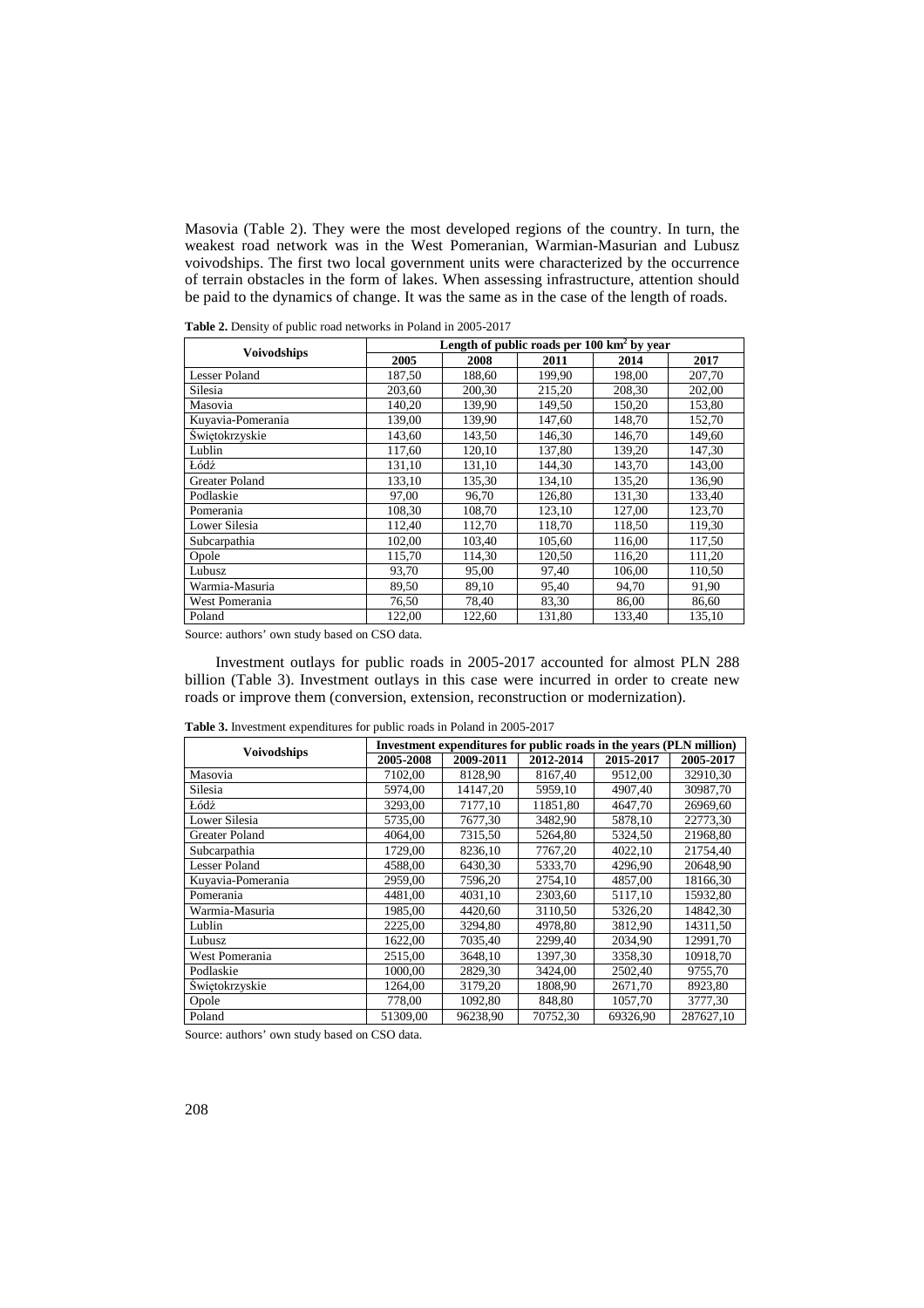Masovia (Table 2). They were the most developed regions of the country. In turn, the weakest road network was in the West Pomeranian, Warmian-Masurian and Lubusz voivodships. The first two local government units were characterized by the occurrence of terrain obstacles in the form of lakes. When assessing infrastructure, attention should be paid to the dynamics of change. It was the same as in the case of the length of roads.

**Table 2.** Density of public road networks in Poland in 2005-2017

| Voivodships | Length of public roads per 100 km$^2$ by year | | | | |
|---|---|---|---|---|---|
| | 2005 | 2008 | 2011 | 2014 | 2017 |
| Lesser Poland | 187,50 | 188,60 | 199,90 | 198,00 | 207,70 |
| Silesia | 203,60 | 200,30 | 215,20 | 208,30 | 202,00 |
| Masovia | 140,20 | 139,90 | 149,50 | 150,20 | 153,80 |
| Kuyavia-Pomerania | 139,00 | 139,90 | 147,60 | 148,70 | 152,70 |
| Świętokrzyskie | 143,60 | 143,50 | 146,30 | 146,70 | 149,60 |
| Lublin | 117,60 | 120,10 | 137,80 | 139,20 | 147,30 |
| Łódź | 131,10 | 131,10 | 144,30 | 143,70 | 143,00 |
| Greater Poland | 133,10 | 135,30 | 134,10 | 135,20 | 136,90 |
| Podlaskie | 97,00 | 96,70 | 126,80 | 131,30 | 133,40 |
| Pomerania | 108,30 | 108,70 | 123,10 | 127,00 | 123,70 |
| Lower Silesia | 112,40 | 112,70 | 118,70 | 118,50 | 119,30 |
| Subcarpathia | 102,00 | 103,40 | 105,60 | 116,00 | 117,50 |
| Opole | 115,70 | 114,30 | 120,50 | 116,20 | 111,20 |
| Lubusz | 93,70 | 95,00 | 97,40 | 106,00 | 110,50 |
| Warmia-Masuria | 89,50 | 89,10 | 95,40 | 94,70 | 91,90 |
| West Pomerania | 76,50 | 78,40 | 83,30 | 86,00 | 86,60 |
| Poland | 122,00 | 122,60 | 131,80 | 133,40 | 135,10 |

Source: authors' own study based on CSO data.

Investment outlays for public roads in 2005-2017 accounted for almost PLN 288 billion (Table 3). Investment outlays in this case were incurred in order to create new roads or improve them (conversion, extension, reconstruction or modernization).

**Table 3.** Investment expenditures for public roads in Poland in 2005-2017

| Voivodships | Investment expenditures for public roads in the years (PLN million) | | | | |
|---|---|---|---|---|---|
| | 2005-2008 | 2009-2011 | 2012-2014 | 2015-2017 | 2005-2017 |
| Masovia | 7102,00 | 8128,90 | 8167,40 | 9512,00 | 32910,30 |
| Silesia | 5974,00 | 14147,20 | 5959,10 | 4907,40 | 30987,70 |
| Łódź | 3293,00 | 7177,10 | 11851,80 | 4647,70 | 26969,60 |
| Lower Silesia | 5735,00 | 7677,30 | 3482,90 | 5878,10 | 22773,30 |
| Greater Poland | 4064,00 | 7315,50 | 5264,80 | 5324,50 | 21968,80 |
| Subcarpathia | 1729,00 | 8236,10 | 7767,20 | 4022,10 | 21754,40 |
| Lesser Poland | 4588,00 | 6430,30 | 5333,70 | 4296,90 | 20648,90 |
| Kuyavia-Pomerania | 2959,00 | 7596,20 | 2754,10 | 4857,00 | 18166,30 |
| Pomerania | 4481,00 | 4031,10 | 2303,60 | 5117,10 | 15932,80 |
| Warmia-Masuria | 1985,00 | 4420,60 | 3110,50 | 5326,20 | 14842,30 |
| Lublin | 2225,00 | 3294,80 | 4978,80 | 3812,90 | 14311,50 |
| Lubusz | 1622,00 | 7035,40 | 2299,40 | 2034,90 | 12991,70 |
| West Pomerania | 2515,00 | 3648,10 | 1397,30 | 3358,30 | 10918,70 |
| Podlaskie | 1000,00 | 2829,30 | 3424,00 | 2502,40 | 9755,70 |
| Świętokrzyskie | 1264,00 | 3179,20 | 1808,90 | 2671,70 | 8923,80 |
| Opole | 778,00 | 1092,80 | 848,80 | 1057,70 | 3777,30 |
| Poland | 51309,00 | 96238,90 | 70752,30 | 69326,90 | 287627,10 |

Source: authors' own study based on CSO data.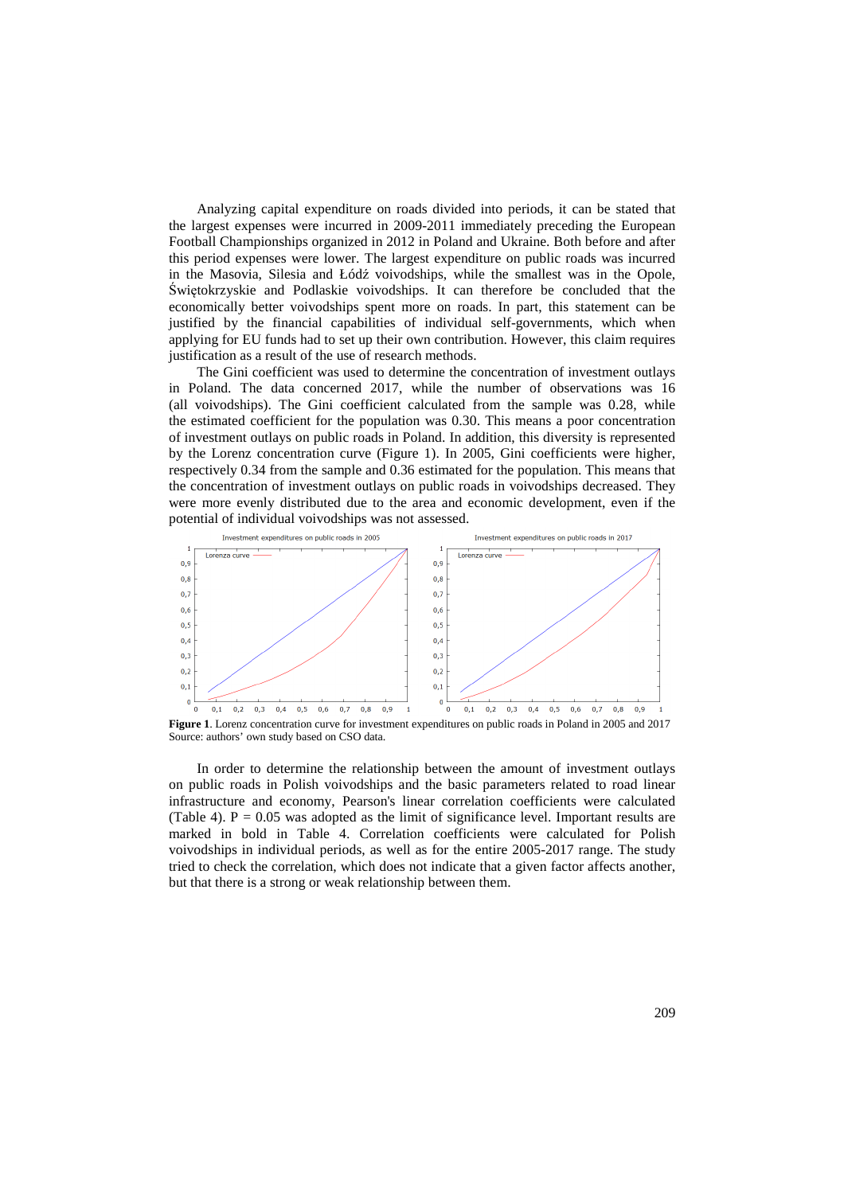Analyzing capital expenditure on roads divided into periods, it can be stated that the largest expenses were incurred in 2009-2011 immediately preceding the European Football Championships organized in 2012 in Poland and Ukraine. Both before and after this period expenses were lower. The largest expenditure on public roads was incurred in the Masovia, Silesia and Łódź voivodships, while the smallest was in the Opole, Świętokrzyskie and Podlaskie voivodships. It can therefore be concluded that the economically better voivodships spent more on roads. In part, this statement can be justified by the financial capabilities of individual self-governments, which when applying for EU funds had to set up their own contribution. However, this claim requires justification as a result of the use of research methods.

The Gini coefficient was used to determine the concentration of investment outlays in Poland. The data concerned 2017, while the number of observations was 16 (all voivodships). The Gini coefficient calculated from the sample was 0.28, while the estimated coefficient for the population was 0.30. This means a poor concentration of investment outlays on public roads in Poland. In addition, this diversity is represented by the Lorenz concentration curve (Figure 1). In 2005, Gini coefficients were higher, respectively 0.34 from the sample and 0.36 estimated for the population. This means that the concentration of investment outlays on public roads in voivodships decreased. They were more evenly distributed due to the area and economic development, even if the potential of individual voivodships was not assessed.

**Figure 1**. Lorenz concentration curve for investment expenditures on public roads in Poland in 2005 and 2017
Source: authors' own study based on CSO data.

In order to determine the relationship between the amount of investment outlays on public roads in Polish voivodships and the basic parameters related to road linear infrastructure and economy, Pearson's linear correlation coefficients were calculated (Table 4). P = 0.05 was adopted as the limit of significance level. Important results are marked in bold in Table 4. Correlation coefficients were calculated for Polish voivodships in individual periods, as well as for the entire 2005-2017 range. The study tried to check the correlation, which does not indicate that a given factor affects another, but that there is a strong or weak relationship between them.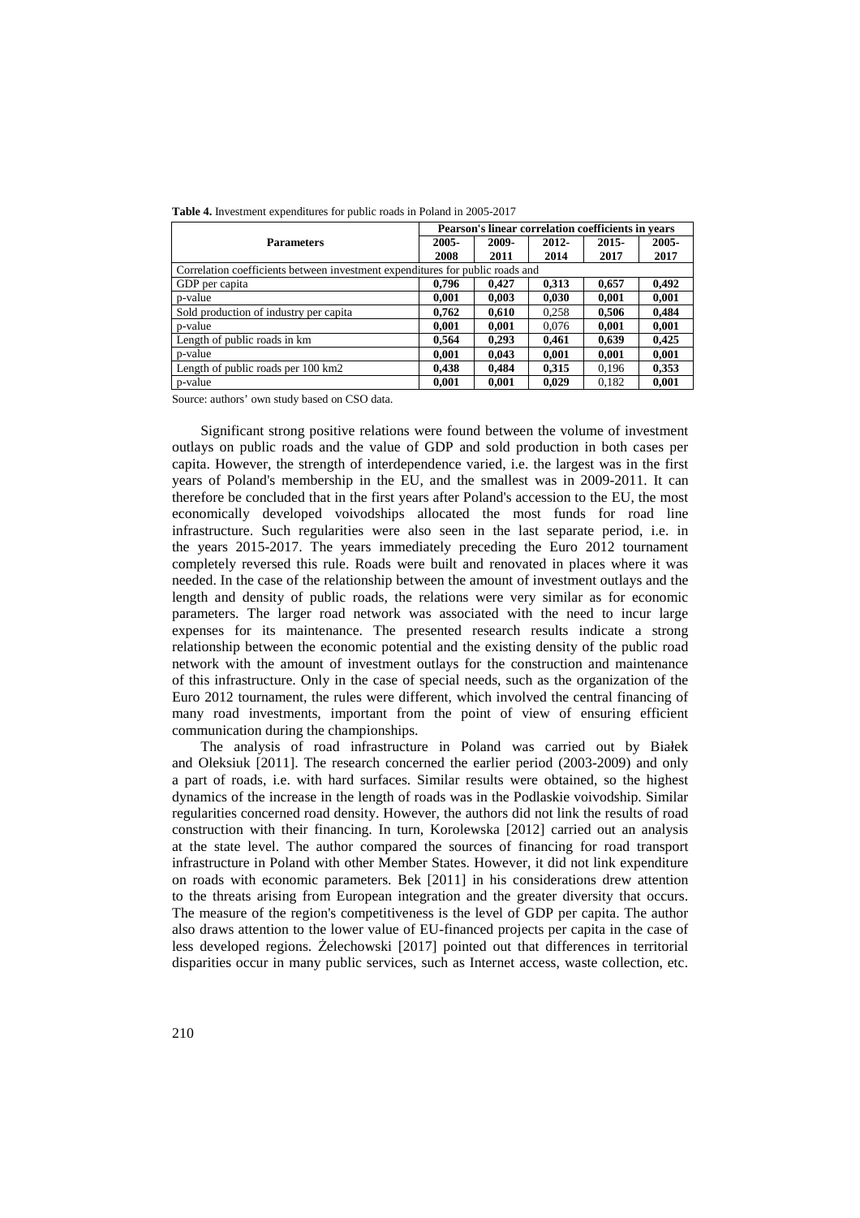**Table 4.** Investment expenditures for public roads in Poland in 2005-2017

| Parameters | Pearson's linear correlation coefficients in years | | | | |
|---|---|---|---|---|---|
| | **2005-2008** | **2009-2011** | **2012-2014** | **2015-2017** | **2005-2017** |
| Correlation coefficients between investment expenditures for public roads and | | | | | |
| GDP per capita | **0,796** | **0,427** | **0,313** | **0,657** | **0,492** |
| p-value | **0,001** | **0,003** | **0,030** | **0,001** | **0,001** |
| Sold production of industry per capita | **0,762** | **0,610** | 0,258 | **0,506** | **0,484** |
| p-value | **0,001** | **0,001** | 0,076 | **0,001** | **0,001** |
| Length of public roads in km | **0,564** | **0,293** | **0,461** | **0,639** | **0,425** |
| p-value | **0,001** | **0,043** | **0,001** | **0,001** | **0,001** |
| Length of public roads per 100 km2 | **0,438** | **0,484** | **0,315** | 0,196 | **0,353** |
| p-value | **0,001** | **0,001** | **0,029** | 0,182 | **0,001** |

Source: authors' own study based on CSO data.

Significant strong positive relations were found between the volume of investment outlays on public roads and the value of GDP and sold production in both cases per capita. However, the strength of interdependence varied, i.e. the largest was in the first years of Poland's membership in the EU, and the smallest was in 2009-2011. It can therefore be concluded that in the first years after Poland's accession to the EU, the most economically developed voivodships allocated the most funds for road line infrastructure. Such regularities were also seen in the last separate period, i.e. in the years 2015-2017. The years immediately preceding the Euro 2012 tournament completely reversed this rule. Roads were built and renovated in places where it was needed. In the case of the relationship between the amount of investment outlays and the length and density of public roads, the relations were very similar as for economic parameters. The larger road network was associated with the need to incur large expenses for its maintenance. The presented research results indicate a strong relationship between the economic potential and the existing density of the public road network with the amount of investment outlays for the construction and maintenance of this infrastructure. Only in the case of special needs, such as the organization of the Euro 2012 tournament, the rules were different, which involved the central financing of many road investments, important from the point of view of ensuring efficient communication during the championships.

The analysis of road infrastructure in Poland was carried out by Białek and Oleksiuk [2011]. The research concerned the earlier period (2003-2009) and only a part of roads, i.e. with hard surfaces. Similar results were obtained, so the highest dynamics of the increase in the length of roads was in the Podlaskie voivodship. Similar regularities concerned road density. However, the authors did not link the results of road construction with their financing. In turn, Korolewska [2012] carried out an analysis at the state level. The author compared the sources of financing for road transport infrastructure in Poland with other Member States. However, it did not link expenditure on roads with economic parameters. Bek [2011] in his considerations drew attention to the threats arising from European integration and the greater diversity that occurs. The measure of the region's competitiveness is the level of GDP per capita. The author also draws attention to the lower value of EU-financed projects per capita in the case of less developed regions. Żelechowski [2017] pointed out that differences in territorial disparities occur in many public services, such as Internet access, waste collection, etc.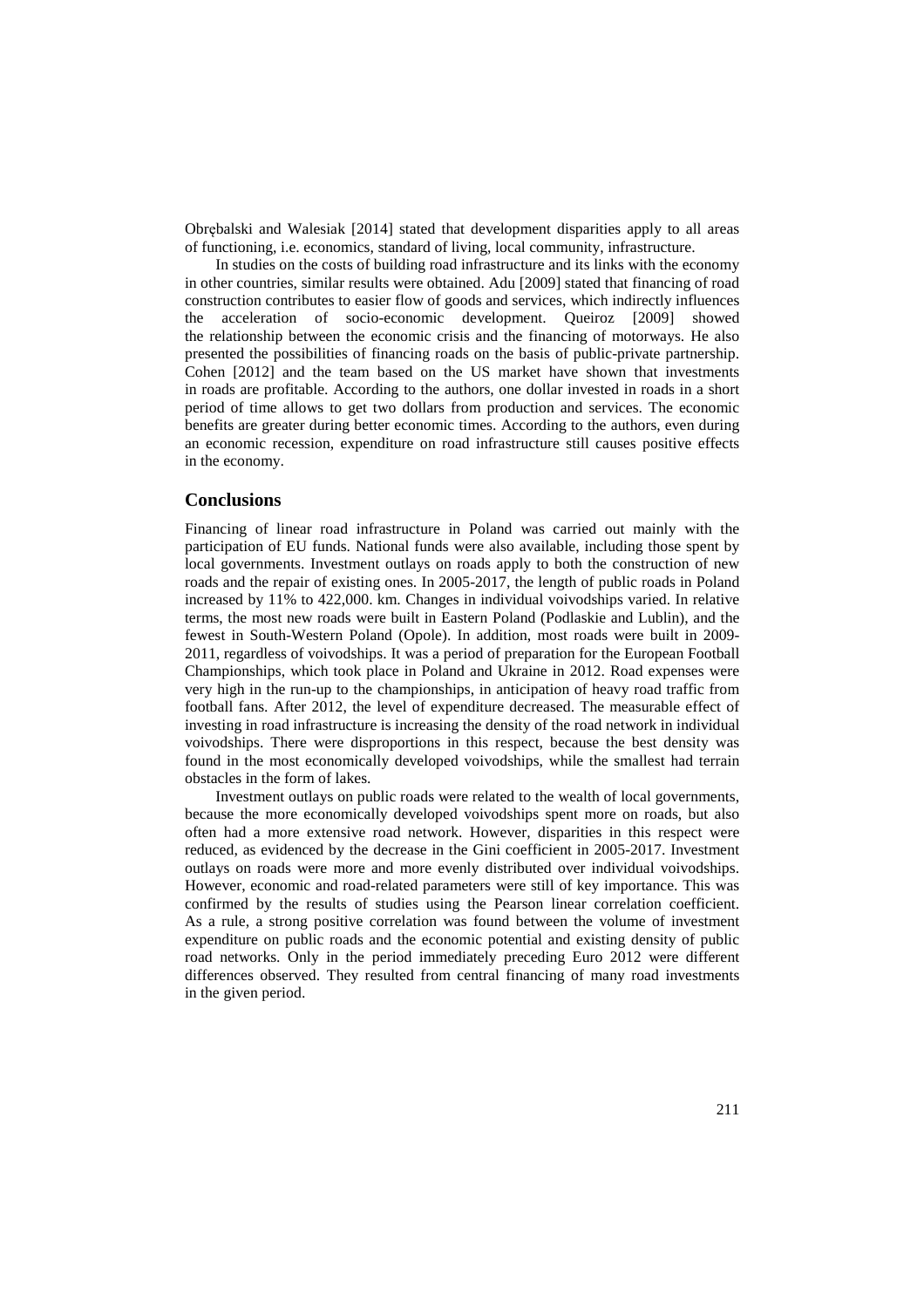Obrębalski and Walesiak [2014] stated that development disparities apply to all areas of functioning, i.e. economics, standard of living, local community, infrastructure.

In studies on the costs of building road infrastructure and its links with the economy in other countries, similar results were obtained. Adu [2009] stated that financing of road construction contributes to easier flow of goods and services, which indirectly influences the acceleration of socio-economic development. Queiroz [2009] showed the relationship between the economic crisis and the financing of motorways. He also presented the possibilities of financing roads on the basis of public-private partnership. Cohen [2012] and the team based on the US market have shown that investments in roads are profitable. According to the authors, one dollar invested in roads in a short period of time allows to get two dollars from production and services. The economic benefits are greater during better economic times. According to the authors, even during an economic recession, expenditure on road infrastructure still causes positive effects in the economy.

## Conclusions

Financing of linear road infrastructure in Poland was carried out mainly with the participation of EU funds. National funds were also available, including those spent by local governments. Investment outlays on roads apply to both the construction of new roads and the repair of existing ones. In 2005-2017, the length of public roads in Poland increased by 11% to 422,000. km. Changes in individual voivodships varied. In relative terms, the most new roads were built in Eastern Poland (Podlaskie and Lublin), and the fewest in South-Western Poland (Opole). In addition, most roads were built in 2009-2011, regardless of voivodships. It was a period of preparation for the European Football Championships, which took place in Poland and Ukraine in 2012. Road expenses were very high in the run-up to the championships, in anticipation of heavy road traffic from football fans. After 2012, the level of expenditure decreased. The measurable effect of investing in road infrastructure is increasing the density of the road network in individual voivodships. There were disproportions in this respect, because the best density was found in the most economically developed voivodships, while the smallest had terrain obstacles in the form of lakes.

Investment outlays on public roads were related to the wealth of local governments, because the more economically developed voivodships spent more on roads, but also often had a more extensive road network. However, disparities in this respect were reduced, as evidenced by the decrease in the Gini coefficient in 2005-2017. Investment outlays on roads were more and more evenly distributed over individual voivodships. However, economic and road-related parameters were still of key importance. This was confirmed by the results of studies using the Pearson linear correlation coefficient. As a rule, a strong positive correlation was found between the volume of investment expenditure on public roads and the economic potential and existing density of public road networks. Only in the period immediately preceding Euro 2012 were different differences observed. They resulted from central financing of many road investments in the given period.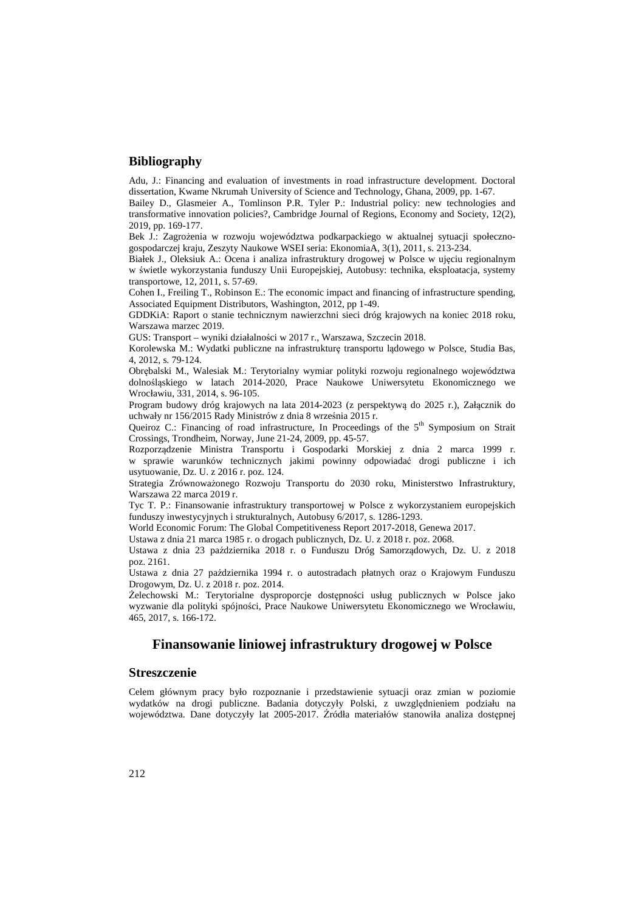## Bibliography

Adu, J.: Financing and evaluation of investments in road infrastructure development. Doctoral dissertation, Kwame Nkrumah University of Science and Technology, Ghana, 2009, pp. 1-67.

Bailey D., Glasmeier A., Tomlinson P.R. Tyler P.: Industrial policy: new technologies and transformative innovation policies?, Cambridge Journal of Regions, Economy and Society, 12(2), 2019, pp. 169-177.

Bek J.: Zagrożenia w rozwoju województwa podkarpackiego w aktualnej sytuacji społeczno-gospodarczej kraju, Zeszyty Naukowe WSEI seria: EkonomiaA, 3(1), 2011, s. 213-234.

Białek J., Oleksiuk A.: Ocena i analiza infrastruktury drogowej w Polsce w ujęciu regionalnym w świetle wykorzystania funduszy Unii Europejskiej, Autobusy: technika, eksploatacja, systemy transportowe, 12, 2011, s. 57-69.

Cohen I., Freiling T., Robinson E.: The economic impact and financing of infrastructure spending, Associated Equipment Distributors, Washington, 2012, pp 1-49.

GDDKiA: Raport o stanie technicznym nawierzchni sieci dróg krajowych na koniec 2018 roku, Warszawa marzec 2019.

GUS: Transport – wyniki działalności w 2017 r., Warszawa, Szczecin 2018.

Korolewska M.: Wydatki publiczne na infrastrukturę transportu lądowego w Polsce, Studia Bas, 4, 2012, s. 79-124.

Obrębalski M., Walesiak M.: Terytorialny wymiar polityki rozwoju regionalnego województwa dolnośląskiego w latach 2014-2020, Prace Naukowe Uniwersytetu Ekonomicznego we Wrocławiu, 331, 2014, s. 96-105.

Program budowy dróg krajowych na lata 2014-2023 (z perspektywą do 2025 r.), Załącznik do uchwały nr 156/2015 Rady Ministrów z dnia 8 września 2015 r.

Queiroz C.: Financing of road infrastructure, In Proceedings of the 5th Symposium on Strait Crossings, Trondheim, Norway, June 21-24, 2009, pp. 45-57.

Rozporządzenie Ministra Transportu i Gospodarki Morskiej z dnia 2 marca 1999 r. w sprawie warunków technicznych jakimi powinny odpowiadać drogi publiczne i ich usytuowanie, Dz. U. z 2016 r. poz. 124.

Strategia Zrównoważonego Rozwoju Transportu do 2030 roku, Ministerstwo Infrastruktury, Warszawa 22 marca 2019 r.

Tyc T. P.: Finansowanie infrastruktury transportowej w Polsce z wykorzystaniem europejskich funduszy inwestycyjnych i strukturalnych, Autobusy 6/2017, s. 1286-1293.

World Economic Forum: The Global Competitiveness Report 2017-2018, Genewa 2017.

Ustawa z dnia 21 marca 1985 r. o drogach publicznych, Dz. U. z 2018 r. poz. 2068.

Ustawa z dnia 23 października 2018 r. o Funduszu Dróg Samorządowych, Dz. U. z 2018 poz. 2161.

Ustawa z dnia 27 października 1994 r. o autostradach płatnych oraz o Krajowym Funduszu Drogowym, Dz. U. z 2018 r. poz. 2014.

Żelechowski M.: Terytorialne dysproporcje dostępności usług publicznych w Polsce jako wyzwanie dla polityki spójności, Prace Naukowe Uniwersytetu Ekonomicznego we Wrocławiu, 465, 2017, s. 166-172.

# Finansowanie liniowej infrastruktury drogowej w Polsce

## Streszczenie

Celem głównym pracy było rozpoznanie i przedstawienie sytuacji oraz zmian w poziomie wydatków na drogi publiczne. Badania dotyczyły Polski, z uwzględnieniem podziału na województwa. Dane dotyczyły lat 2005-2017. Źródła materiałów stanowiła analiza dostępnej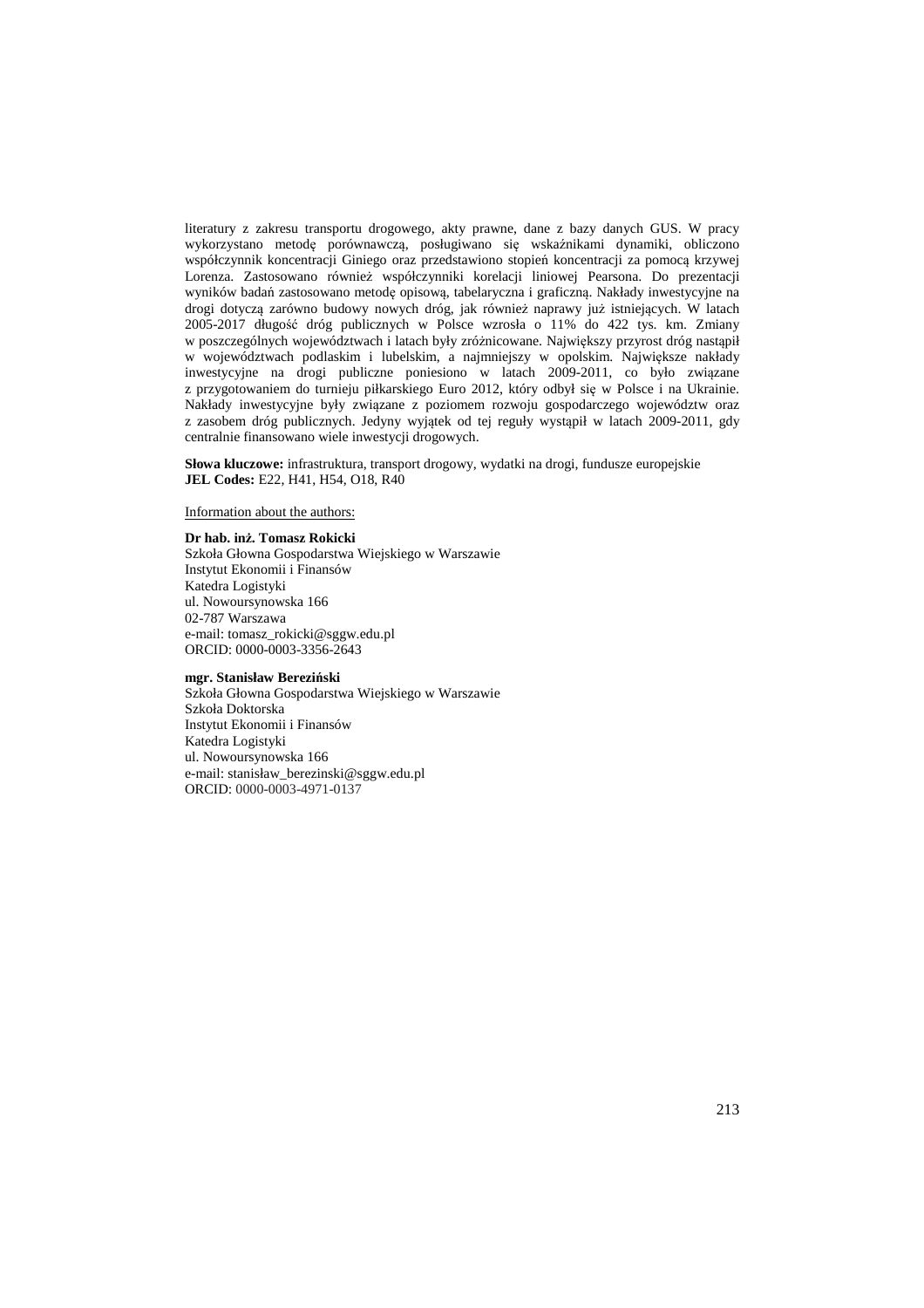literatury z zakresu transportu drogowego, akty prawne, dane z bazy danych GUS. W pracy wykorzystano metodę porównawczą, posługiwano się wskaźnikami dynamiki, obliczono współczynnik koncentracji Giniego oraz przedstawiono stopień koncentracji za pomocą krzywej Lorenza. Zastosowano również współczynniki korelacji liniowej Pearsona. Do prezentacji wyników badań zastosowano metodę opisową, tabelaryczna i graficzną. Nakłady inwestycyjne na drogi dotyczą zarówno budowy nowych dróg, jak również naprawy już istniejących. W latach 2005-2017 długość dróg publicznych w Polsce wzrosła o 11% do 422 tys. km. Zmiany w poszczególnych województwach i latach były zróżnicowane. Największy przyrost dróg nastąpił w województwach podlaskim i lubelskim, a najmniejszy w opolskim. Największe nakłady inwestycyjne na drogi publiczne poniesiono w latach 2009-2011, co było związane z przygotowaniem do turnieju piłkarskiego Euro 2012, który odbył się w Polsce i na Ukrainie. Nakłady inwestycyjne były związane z poziomem rozwoju gospodarczego województw oraz z zasobem dróg publicznych. Jedyny wyjątek od tej reguły wystąpił w latach 2009-2011, gdy centralnie finansowano wiele inwestycji drogowych.

**Słowa kluczowe:** infrastruktura, transport drogowy, wydatki na drogi, fundusze europejskie
**JEL Codes:** E22, H41, H54, O18, R40

Information about the authors:

**Dr hab. inż. Tomasz Rokicki**
Szkoła Głowna Gospodarstwa Wiejskiego w Warszawie
Instytut Ekonomii i Finansów
Katedra Logistyki
ul. Nowoursynowska 166
02-787 Warszawa
e-mail: tomasz_rokicki@sggw.edu.pl
ORCID: 0000-0003-3356-2643

**mgr. Stanisław Bereziński**
Szkoła Głowna Gospodarstwa Wiejskiego w Warszawie
Szkoła Doktorska
Instytut Ekonomii i Finansów
Katedra Logistyki
ul. Nowoursynowska 166
e-mail: stanisław_berezinski@sggw.edu.pl
ORCID: 0000-0003-4971-0137